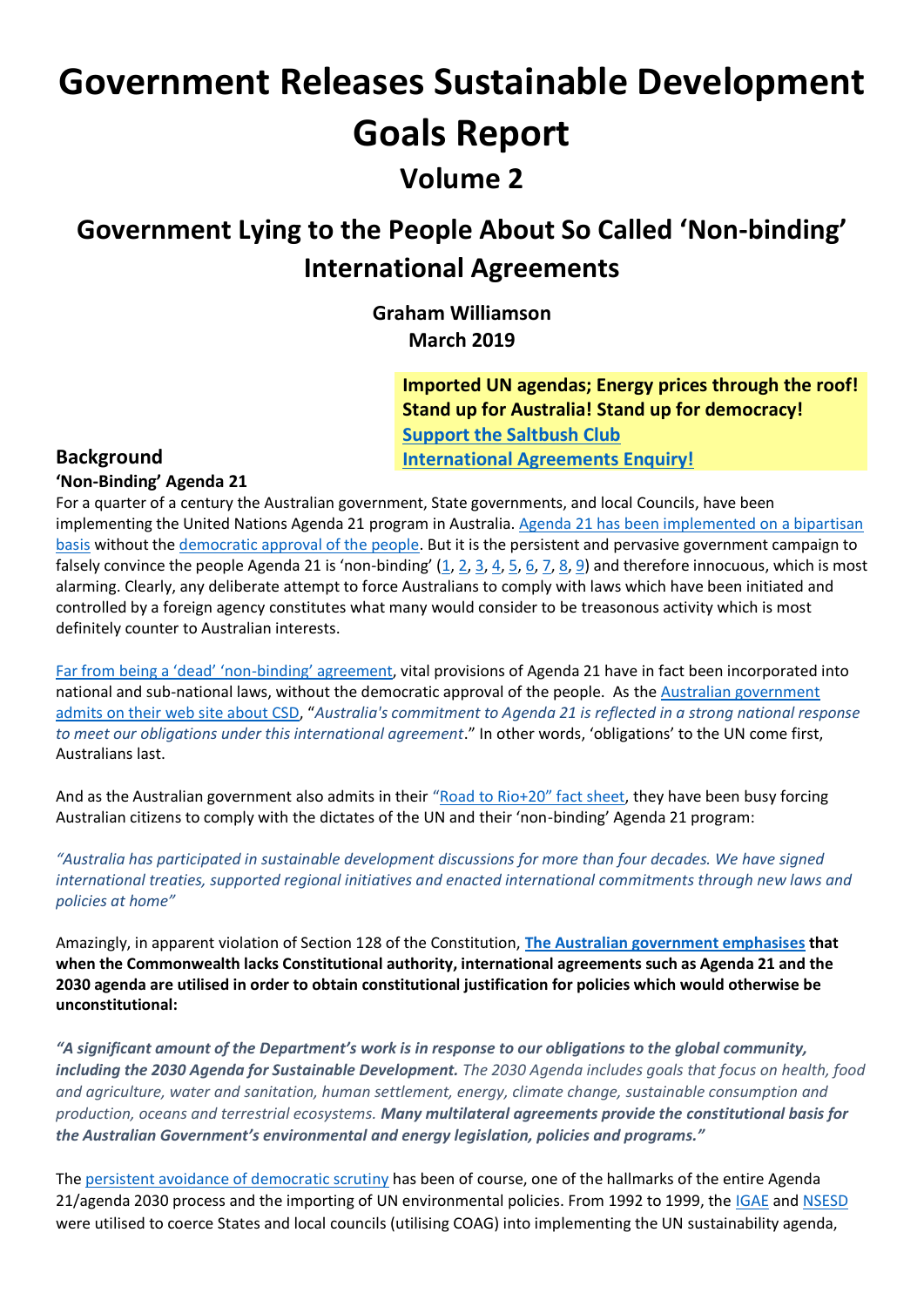# Government Releases Sustainable Development Goals Report

## Volume 2

## Government Lying to the People About So Called 'Non-binding' International Agreements

**Graham Williamson**
**March 2019**

> **Imported UN agendas; Energy prices through the roof!**
> **Stand up for Australia! Stand up for democracy!**
> **Support the Saltbush Club**
> **International Agreements Enquiry!**

### Background

**'Non-Binding' Agenda 21**

For a quarter of a century the Australian government, State governments, and local Councils, have been implementing the United Nations Agenda 21 program in Australia. Agenda 21 has been implemented on a bipartisan basis without the democratic approval of the people. But it is the persistent and pervasive government campaign to falsely convince the people Agenda 21 is 'non-binding' (1, 2, 3, 4, 5, 6, 7, 8, 9) and therefore innocuous, which is most alarming. Clearly, any deliberate attempt to force Australians to comply with laws which have been initiated and controlled by a foreign agency constitutes what many would consider to be treasonous activity which is most definitely counter to Australian interests.

Far from being a 'dead' 'non-binding' agreement, vital provisions of Agenda 21 have in fact been incorporated into national and sub-national laws, without the democratic approval of the people. As the Australian government admits on their web site about CSD, "*Australia's commitment to Agenda 21 is reflected in a strong national response to meet our obligations under this international agreement*." In other words, 'obligations' to the UN come first, Australians last.

And as the Australian government also admits in their "Road to Rio+20" fact sheet, they have been busy forcing Australian citizens to comply with the dictates of the UN and their 'non-binding' Agenda 21 program:

*"Australia has participated in sustainable development discussions for more than four decades. We have signed international treaties, supported regional initiatives and enacted international commitments through new laws and policies at home"*

Amazingly, in apparent violation of Section 128 of the Constitution, **The Australian government emphasises that when the Commonwealth lacks Constitutional authority, international agreements such as Agenda 21 and the 2030 agenda are utilised in order to obtain constitutional justification for policies which would otherwise be unconstitutional:**

***"A significant amount of the Department's work is in response to our obligations to the global community, including the 2030 Agenda for Sustainable Development.*** *The 2030 Agenda includes goals that focus on health, food and agriculture, water and sanitation, human settlement, energy, climate change, sustainable consumption and production, oceans and terrestrial ecosystems.* ***Many multilateral agreements provide the constitutional basis for the Australian Government's environmental and energy legislation, policies and programs."***

The persistent avoidance of democratic scrutiny has been of course, one of the hallmarks of the entire Agenda 21/agenda 2030 process and the importing of UN environmental policies. From 1992 to 1999, the IGAE and NSESD were utilised to coerce States and local councils (utilising COAG) into implementing the UN sustainability agenda,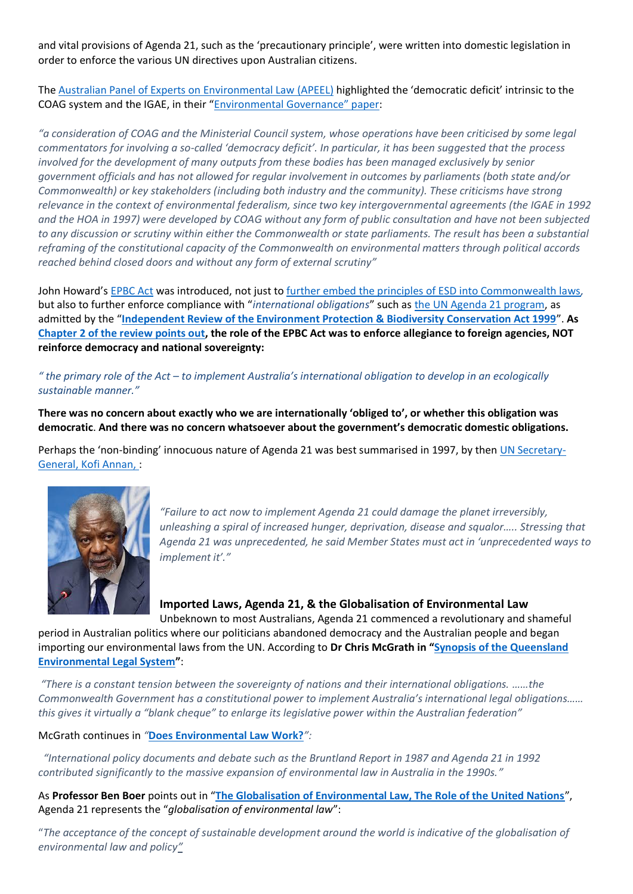and vital provisions of Agenda 21, such as the 'precautionary principle', were written into domestic legislation in order to enforce the various UN directives upon Australian citizens.

The Australian Panel of Experts on Environmental Law (APEEL) highlighted the 'democratic deficit' intrinsic to the COAG system and the IGAE, in their "Environmental Governance" paper:

*"a consideration of COAG and the Ministerial Council system, whose operations have been criticised by some legal commentators for involving a so-called 'democracy deficit'. In particular, it has been suggested that the process involved for the development of many outputs from these bodies has been managed exclusively by senior government officials and has not allowed for regular involvement in outcomes by parliaments (both state and/or Commonwealth) or key stakeholders (including both industry and the community). These criticisms have strong relevance in the context of environmental federalism, since two key intergovernmental agreements (the IGAE in 1992 and the HOA in 1997) were developed by COAG without any form of public consultation and have not been subjected to any discussion or scrutiny within either the Commonwealth or state parliaments. The result has been a substantial reframing of the constitutional capacity of the Commonwealth on environmental matters through political accords reached behind closed doors and without any form of external scrutiny"*

John Howard's EPBC Act was introduced, not just to further embed the principles of ESD into Commonwealth laws, but also to further enforce compliance with "*international obligations*" such as the UN Agenda 21 program, as admitted by the "**Independent Review of the Environment Protection & Biodiversity Conservation Act 1999**". **As Chapter 2 of the review points out, the role of the EPBC Act was to enforce allegiance to foreign agencies, NOT reinforce democracy and national sovereignty:**

*" the primary role of the Act – to implement Australia's international obligation to develop in an ecologically sustainable manner."*

**There was no concern about exactly who we are internationally 'obliged to', or whether this obligation was democratic. And there was no concern whatsoever about the government's democratic domestic obligations.**

Perhaps the 'non-binding' innocuous nature of Agenda 21 was best summarised in 1997, by then UN Secretary-General, Kofi Annan, :

*"Failure to act now to implement Agenda 21 could damage the planet irreversibly, unleashing a spiral of increased hunger, deprivation, disease and squalor….. Stressing that Agenda 21 was unprecedented, he said Member States must act in 'unprecedented ways to implement it'."*

## Imported Laws, Agenda 21, & the Globalisation of Environmental Law

Unbeknown to most Australians, Agenda 21 commenced a revolutionary and shameful period in Australian politics where our politicians abandoned democracy and the Australian people and began importing our environmental laws from the UN. According to **Dr Chris McGrath in "Synopsis of the Queensland Environmental Legal System"**:

*"There is a constant tension between the sovereignty of nations and their international obligations. ……the Commonwealth Government has a constitutional power to implement Australia's international legal obligations…… this gives it virtually a "blank cheque" to enlarge its legislative power within the Australian federation"*

McGrath continues in *"***Does Environmental Law Work?***":*

*"International policy documents and debate such as the Bruntland Report in 1987 and Agenda 21 in 1992 contributed significantly to the massive expansion of environmental law in Australia in the 1990s."*

As **Professor Ben Boer** points out in "**The Globalisation of Environmental Law, The Role of the United Nations**", Agenda 21 represents the "*globalisation of environmental law*":

"*The acceptance of the concept of sustainable development around the world is indicative of the globalisation of environmental law and policy"*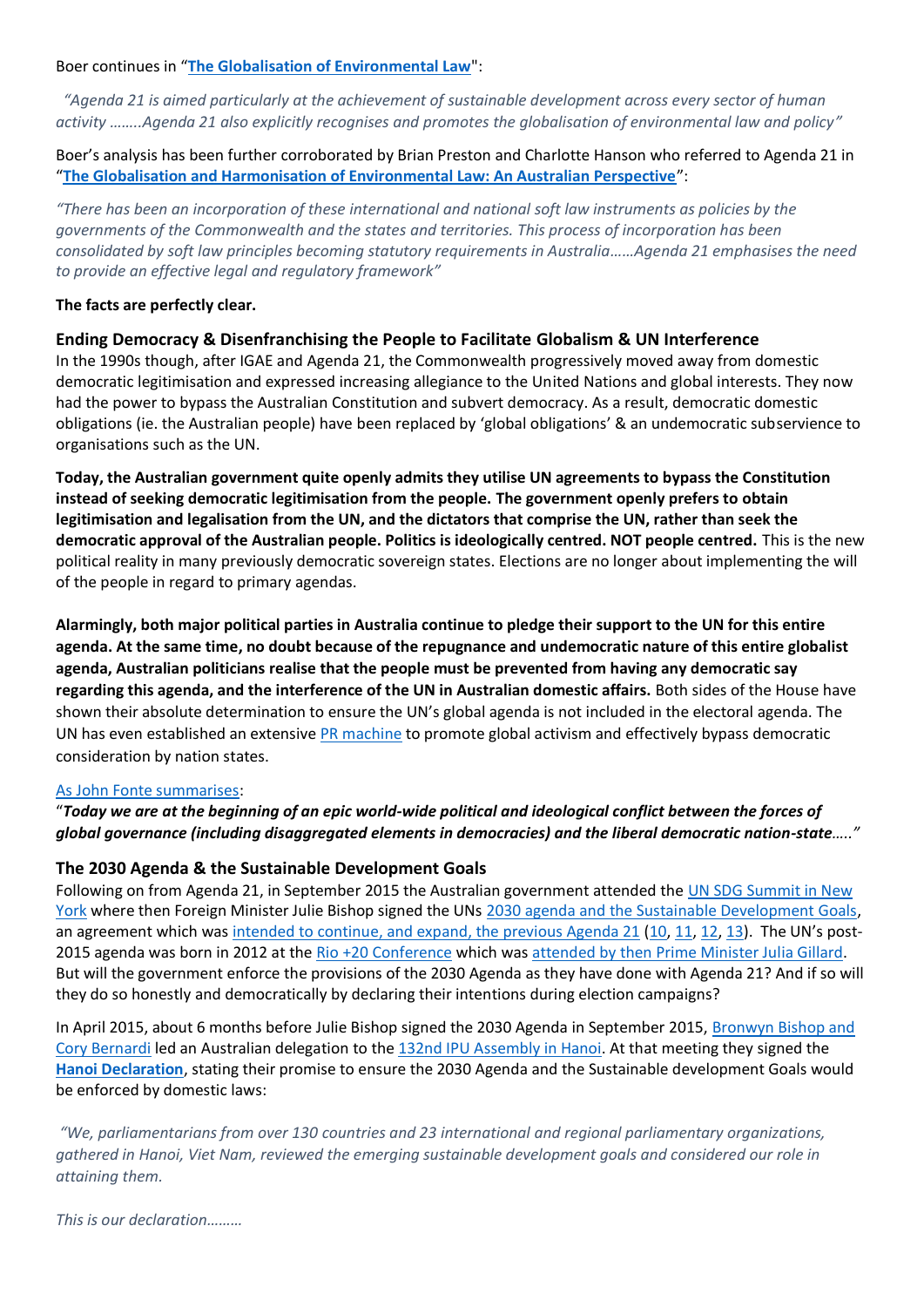Boer continues in "**The Globalisation of Environmental Law**":

*"Agenda 21 is aimed particularly at the achievement of sustainable development across every sector of human activity ……..Agenda 21 also explicitly recognises and promotes the globalisation of environmental law and policy"*

Boer's analysis has been further corroborated by Brian Preston and Charlotte Hanson who referred to Agenda 21 in "**The Globalisation and Harmonisation of Environmental Law: An Australian Perspective**":

*"There has been an incorporation of these international and national soft law instruments as policies by the governments of the Commonwealth and the states and territories. This process of incorporation has been consolidated by soft law principles becoming statutory requirements in Australia……Agenda 21 emphasises the need to provide an effective legal and regulatory framework"*

**The facts are perfectly clear.**

### Ending Democracy & Disenfranchising the People to Facilitate Globalism & UN Interference

In the 1990s though, after IGAE and Agenda 21, the Commonwealth progressively moved away from domestic democratic legitimisation and expressed increasing allegiance to the United Nations and global interests. They now had the power to bypass the Australian Constitution and subvert democracy. As a result, democratic domestic obligations (ie. the Australian people) have been replaced by 'global obligations' & an undemocratic subservience to organisations such as the UN.

**Today, the Australian government quite openly admits they utilise UN agreements to bypass the Constitution instead of seeking democratic legitimisation from the people. The government openly prefers to obtain legitimisation and legalisation from the UN, and the dictators that comprise the UN, rather than seek the democratic approval of the Australian people. Politics is ideologically centred. NOT people centred.** This is the new political reality in many previously democratic sovereign states. Elections are no longer about implementing the will of the people in regard to primary agendas.

**Alarmingly, both major political parties in Australia continue to pledge their support to the UN for this entire agenda. At the same time, no doubt because of the repugnance and undemocratic nature of this entire globalist agenda, Australian politicians realise that the people must be prevented from having any democratic say regarding this agenda, and the interference of the UN in Australian domestic affairs.** Both sides of the House have shown their absolute determination to ensure the UN's global agenda is not included in the electoral agenda. The UN has even established an extensive PR machine to promote global activism and effectively bypass democratic consideration by nation states.

As John Fonte summarises:

"***Today we are at the beginning of an epic world-wide political and ideological conflict between the forces of global governance (including disaggregated elements in democracies) and the liberal democratic nation-state****….."*

### The 2030 Agenda & the Sustainable Development Goals

Following on from Agenda 21, in September 2015 the Australian government attended the UN SDG Summit in New York where then Foreign Minister Julie Bishop signed the UNs 2030 agenda and the Sustainable Development Goals, an agreement which was intended to continue, and expand, the previous Agenda 21 (10, 11, 12, 13). The UN's post-2015 agenda was born in 2012 at the Rio +20 Conference which was attended by then Prime Minister Julia Gillard. But will the government enforce the provisions of the 2030 Agenda as they have done with Agenda 21? And if so will they do so honestly and democratically by declaring their intentions during election campaigns?

In April 2015, about 6 months before Julie Bishop signed the 2030 Agenda in September 2015, Bronwyn Bishop and Cory Bernardi led an Australian delegation to the 132nd IPU Assembly in Hanoi. At that meeting they signed the **Hanoi Declaration**, stating their promise to ensure the 2030 Agenda and the Sustainable development Goals would be enforced by domestic laws:

*"We, parliamentarians from over 130 countries and 23 international and regional parliamentary organizations, gathered in Hanoi, Viet Nam, reviewed the emerging sustainable development goals and considered our role in attaining them.*

*This is our declaration………*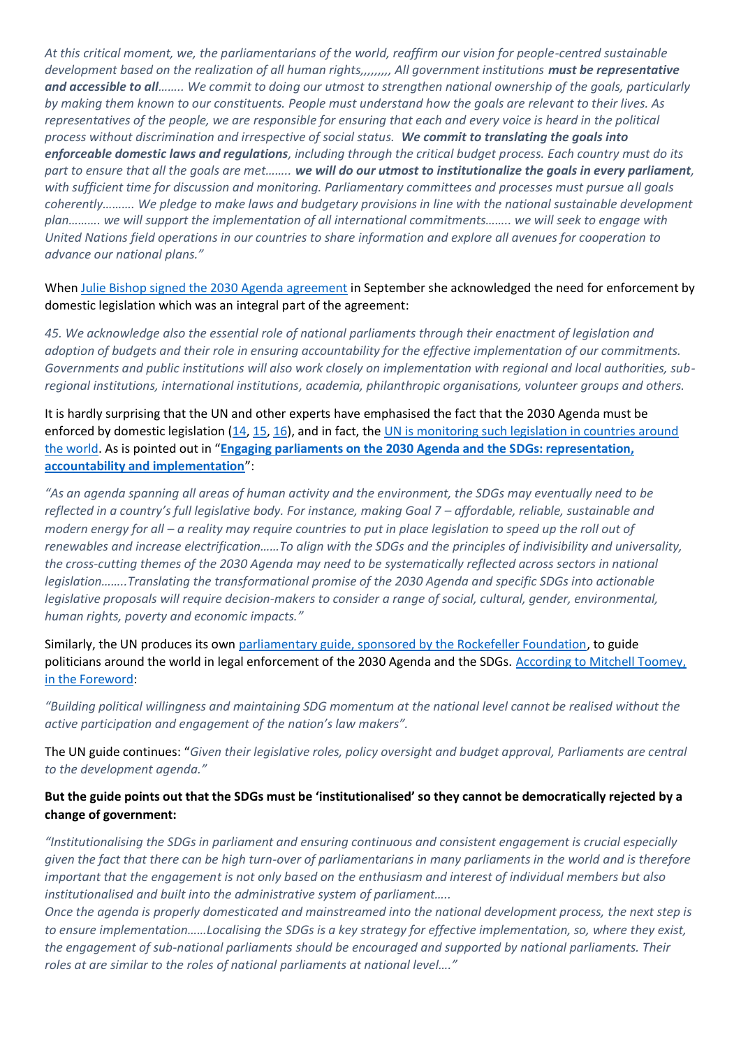*At this critical moment, we, the parliamentarians of the world, reaffirm our vision for people-centred sustainable development based on the realization of all human rights,,,,,,,,, All government institutions* ***must be representative and accessible to all****…….. We commit to doing our utmost to strengthen national ownership of the goals, particularly by making them known to our constituents. People must understand how the goals are relevant to their lives. As representatives of the people, we are responsible for ensuring that each and every voice is heard in the political process without discrimination and irrespective of social status.* ***We commit to translating the goals into enforceable domestic laws and regulations****, including through the critical budget process. Each country must do its part to ensure that all the goals are met……..* ***we will do our utmost to institutionalize the goals in every parliament****, with sufficient time for discussion and monitoring. Parliamentary committees and processes must pursue all goals coherently………. We pledge to make laws and budgetary provisions in line with the national sustainable development plan………. we will support the implementation of all international commitments…….. we will seek to engage with United Nations field operations in our countries to share information and explore all avenues for cooperation to advance our national plans."*

When [Julie Bishop signed the 2030 Agenda agreement] in September she acknowledged the need for enforcement by domestic legislation which was an integral part of the agreement:

*45. We acknowledge also the essential role of national parliaments through their enactment of legislation and adoption of budgets and their role in ensuring accountability for the effective implementation of our commitments. Governments and public institutions will also work closely on implementation with regional and local authorities, sub-regional institutions, international institutions, academia, philanthropic organisations, volunteer groups and others.*

It is hardly surprising that the UN and other experts have emphasised the fact that the 2030 Agenda must be enforced by domestic legislation ([14], [15], [16]), and in fact, the [UN is monitoring such legislation in countries around the world]. As is pointed out in "**[Engaging parliaments on the 2030 Agenda and the SDGs: representation, accountability and implementation]**":

*"As an agenda spanning all areas of human activity and the environment, the SDGs may eventually need to be reflected in a country's full legislative body. For instance, making Goal 7 – affordable, reliable, sustainable and modern energy for all – a reality may require countries to put in place legislation to speed up the roll out of renewables and increase electrification……To align with the SDGs and the principles of indivisibility and universality, the cross-cutting themes of the 2030 Agenda may need to be systematically reflected across sectors in national legislation……..Translating the transformational promise of the 2030 Agenda and specific SDGs into actionable legislative proposals will require decision-makers to consider a range of social, cultural, gender, environmental, human rights, poverty and economic impacts."*

Similarly, the UN produces its own [parliamentary guide, sponsored by the Rockefeller Foundation], to guide politicians around the world in legal enforcement of the 2030 Agenda and the SDGs. [According to Mitchell Toomey, in the Foreword]:

*"Building political willingness and maintaining SDG momentum at the national level cannot be realised without the active participation and engagement of the nation's law makers".*

The UN guide continues: "*Given their legislative roles, policy oversight and budget approval, Parliaments are central to the development agenda."*

**But the guide points out that the SDGs must be 'institutionalised' so they cannot be democratically rejected by a change of government:**

*"Institutionalising the SDGs in parliament and ensuring continuous and consistent engagement is crucial especially given the fact that there can be high turn-over of parliamentarians in many parliaments in the world and is therefore important that the engagement is not only based on the enthusiasm and interest of individual members but also institutionalised and built into the administrative system of parliament…..*
*Once the agenda is properly domesticated and mainstreamed into the national development process, the next step is to ensure implementation……Localising the SDGs is a key strategy for effective implementation, so, where they exist, the engagement of sub-national parliaments should be encouraged and supported by national parliaments. Their roles at are similar to the roles of national parliaments at national level…."*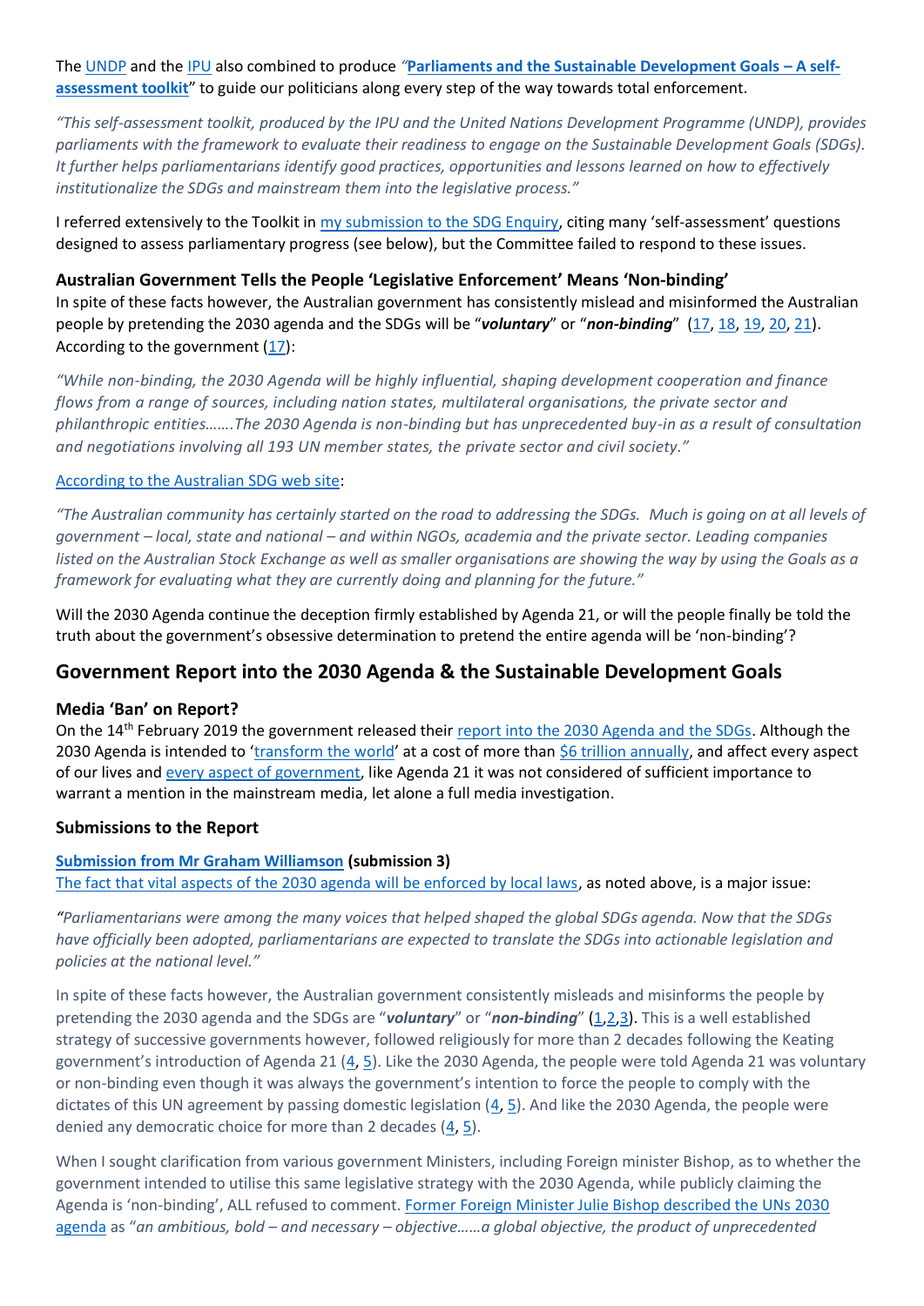The UNDP and the IPU also combined to produce *"***Parliaments and the Sustainable Development Goals – A self-assessment toolkit**" to guide our politicians along every step of the way towards total enforcement.

*"This self-assessment toolkit, produced by the IPU and the United Nations Development Programme (UNDP), provides parliaments with the framework to evaluate their readiness to engage on the Sustainable Development Goals (SDGs). It further helps parliamentarians identify good practices, opportunities and lessons learned on how to effectively institutionalize the SDGs and mainstream them into the legislative process."*

I referred extensively to the Toolkit in my submission to the SDG Enquiry, citing many 'self-assessment' questions designed to assess parliamentary progress (see below), but the Committee failed to respond to these issues.

### Australian Government Tells the People 'Legislative Enforcement' Means 'Non-binding'

In spite of these facts however, the Australian government has consistently mislead and misinformed the Australian people by pretending the 2030 agenda and the SDGs will be "***voluntary***" or "***non-binding***" (17, 18, 19, 20, 21). According to the government (17):

*"While non-binding, the 2030 Agenda will be highly influential, shaping development cooperation and finance flows from a range of sources, including nation states, multilateral organisations, the private sector and philanthropic entities…….The 2030 Agenda is non-binding but has unprecedented buy-in as a result of consultation and negotiations involving all 193 UN member states, the private sector and civil society."*

According to the Australian SDG web site:

*"The Australian community has certainly started on the road to addressing the SDGs. Much is going on at all levels of government – local, state and national – and within NGOs, academia and the private sector. Leading companies listed on the Australian Stock Exchange as well as smaller organisations are showing the way by using the Goals as a framework for evaluating what they are currently doing and planning for the future."*

Will the 2030 Agenda continue the deception firmly established by Agenda 21, or will the people finally be told the truth about the government's obsessive determination to pretend the entire agenda will be 'non-binding'?

## Government Report into the 2030 Agenda & the Sustainable Development Goals

### Media 'Ban' on Report?

On the 14th February 2019 the government released their report into the 2030 Agenda and the SDGs. Although the 2030 Agenda is intended to 'transform the world' at a cost of more than $6 trillion annually, and affect every aspect of our lives and every aspect of government, like Agenda 21 it was not considered of sufficient importance to warrant a mention in the mainstream media, let alone a full media investigation.

### Submissions to the Report

**Submission from Mr Graham Williamson (submission 3)**
The fact that vital aspects of the 2030 agenda will be enforced by local laws, as noted above, is a major issue:

*"Parliamentarians were among the many voices that helped shaped the global SDGs agenda. Now that the SDGs have officially been adopted, parliamentarians are expected to translate the SDGs into actionable legislation and policies at the national level."*

In spite of these facts however, the Australian government consistently misleads and misinforms the people by pretending the 2030 agenda and the SDGs are "***voluntary***" or "***non-binding***" (1,2,3). This is a well established strategy of successive governments however, followed religiously for more than 2 decades following the Keating government's introduction of Agenda 21 (4, 5). Like the 2030 Agenda, the people were told Agenda 21 was voluntary or non-binding even though it was always the government's intention to force the people to comply with the dictates of this UN agreement by passing domestic legislation (4, 5). And like the 2030 Agenda, the people were denied any democratic choice for more than 2 decades (4, 5).

When I sought clarification from various government Ministers, including Foreign minister Bishop, as to whether the government intended to utilise this same legislative strategy with the 2030 Agenda, while publicly claiming the Agenda is 'non-binding', ALL refused to comment. Former Foreign Minister Julie Bishop described the UNs 2030 agenda as "*an ambitious, bold – and necessary – objective……a global objective, the product of unprecedented*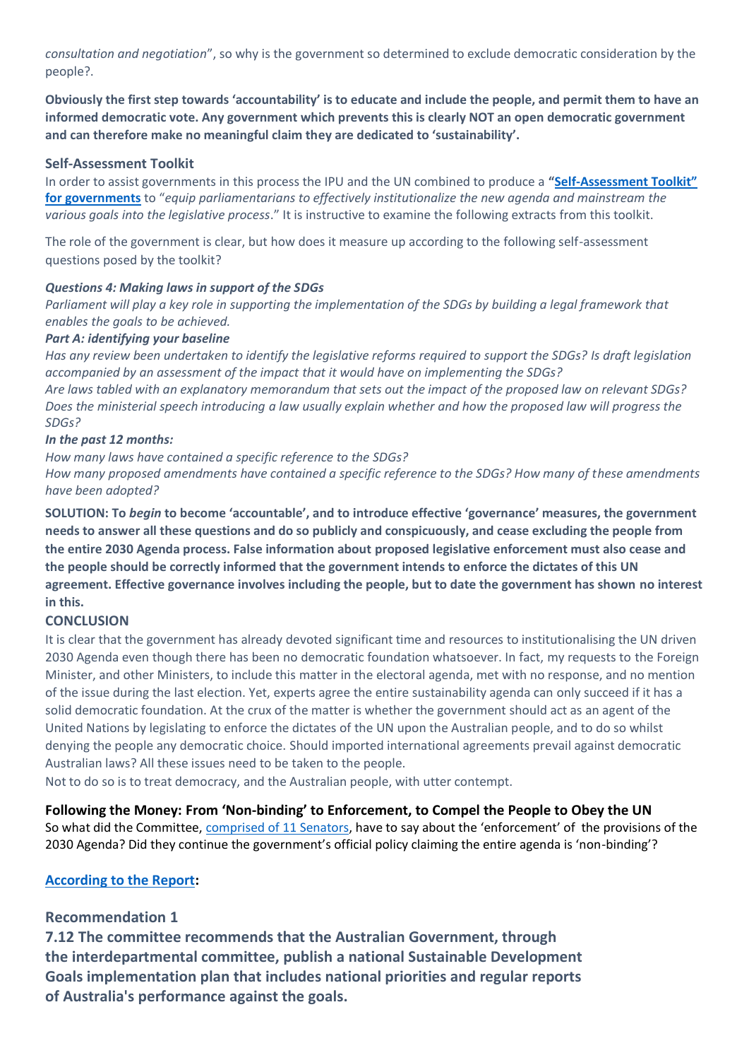*consultation and negotiation*", so why is the government so determined to exclude democratic consideration by the people?.

**Obviously the first step towards 'accountability' is to educate and include the people, and permit them to have an informed democratic vote. Any government which prevents this is clearly NOT an open democratic government and can therefore make no meaningful claim they are dedicated to 'sustainability'.**

### Self-Assessment Toolkit

In order to assist governments in this process the IPU and the UN combined to produce a **"Self-Assessment Toolkit" for governments** to "*equip parliamentarians to effectively institutionalize the new agenda and mainstream the various goals into the legislative process*." It is instructive to examine the following extracts from this toolkit.

The role of the government is clear, but how does it measure up according to the following self-assessment questions posed by the toolkit?

***Questions 4: Making laws in support of the SDGs***
*Parliament will play a key role in supporting the implementation of the SDGs by building a legal framework that enables the goals to be achieved.*
***Part A: identifying your baseline***
*Has any review been undertaken to identify the legislative reforms required to support the SDGs? Is draft legislation accompanied by an assessment of the impact that it would have on implementing the SDGs?*
*Are laws tabled with an explanatory memorandum that sets out the impact of the proposed law on relevant SDGs? Does the ministerial speech introducing a law usually explain whether and how the proposed law will progress the SDGs?*
***In the past 12 months:***
*How many laws have contained a specific reference to the SDGs?*
*How many proposed amendments have contained a specific reference to the SDGs? How many of these amendments have been adopted?*

**SOLUTION: To *begin* to become 'accountable', and to introduce effective 'governance' measures, the government needs to answer all these questions and do so publicly and conspicuously, and cease excluding the people from the entire 2030 Agenda process. False information about proposed legislative enforcement must also cease and the people should be correctly informed that the government intends to enforce the dictates of this UN agreement. Effective governance involves including the people, but to date the government has shown no interest in this.**

### CONCLUSION

It is clear that the government has already devoted significant time and resources to institutionalising the UN driven 2030 Agenda even though there has been no democratic foundation whatsoever. In fact, my requests to the Foreign Minister, and other Ministers, to include this matter in the electoral agenda, met with no response, and no mention of the issue during the last election. Yet, experts agree the entire sustainability agenda can only succeed if it has a solid democratic foundation. At the crux of the matter is whether the government should act as an agent of the United Nations by legislating to enforce the dictates of the UN upon the Australian people, and to do so whilst denying the people any democratic choice. Should imported international agreements prevail against democratic Australian laws? All these issues need to be taken to the people.
Not to do so is to treat democracy, and the Australian people, with utter contempt.

### Following the Money: From 'Non-binding' to Enforcement, to Compel the People to Obey the UN

So what did the Committee, comprised of 11 Senators, have to say about the 'enforcement' of the provisions of the 2030 Agenda? Did they continue the government's official policy claiming the entire agenda is 'non-binding'?

**According to the Report:**

### Recommendation 1

**7.12 The committee recommends that the Australian Government, through the interdepartmental committee, publish a national Sustainable Development Goals implementation plan that includes national priorities and regular reports of Australia's performance against the goals.**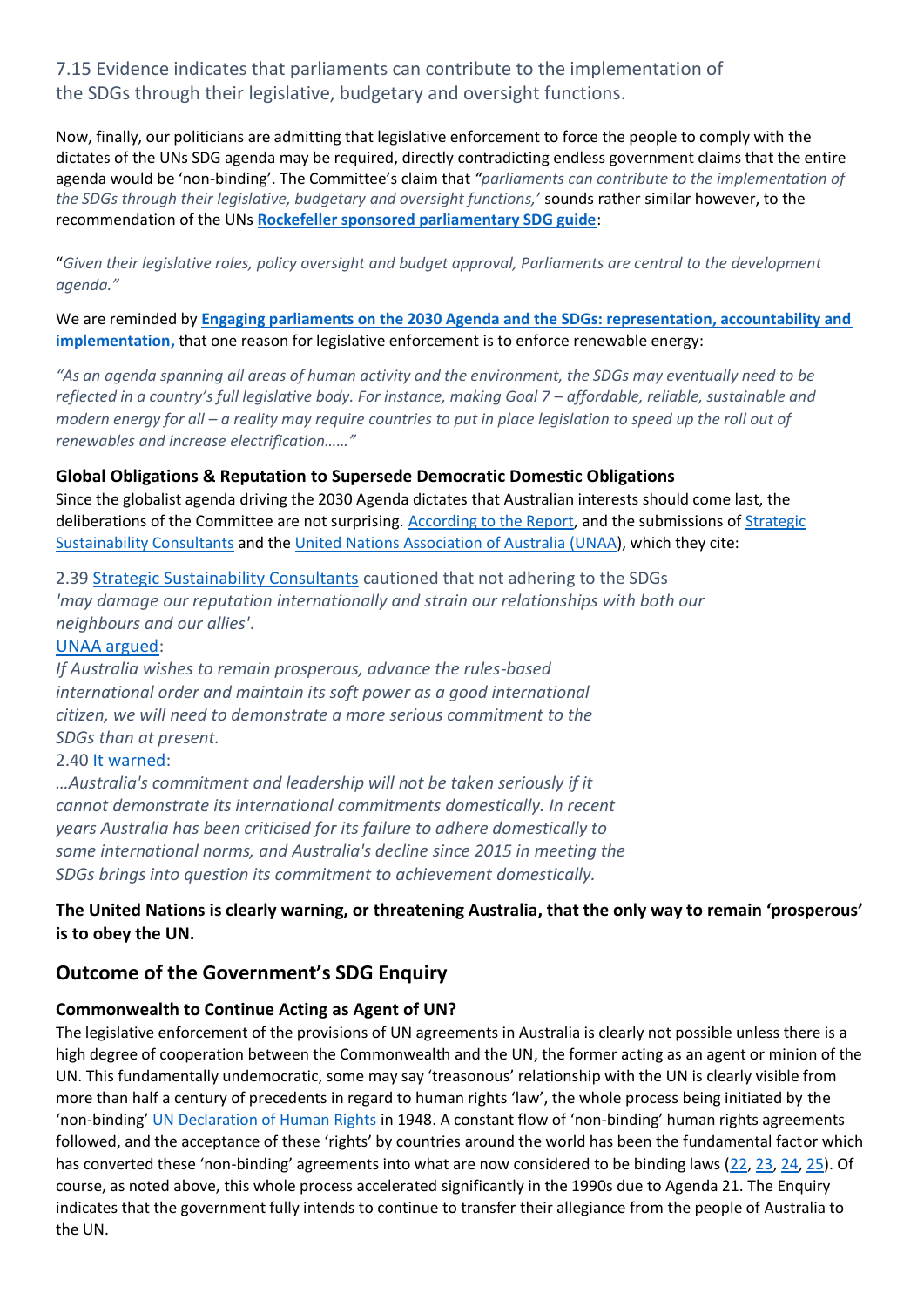7.15 Evidence indicates that parliaments can contribute to the implementation of the SDGs through their legislative, budgetary and oversight functions.

Now, finally, our politicians are admitting that legislative enforcement to force the people to comply with the dictates of the UNs SDG agenda may be required, directly contradicting endless government claims that the entire agenda would be 'non-binding'. The Committee's claim that *"parliaments can contribute to the implementation of the SDGs through their legislative, budgetary and oversight functions,'* sounds rather similar however, to the recommendation of the UNs **Rockefeller sponsored parliamentary SDG guide**:

"*Given their legislative roles, policy oversight and budget approval, Parliaments are central to the development agenda."*

We are reminded by **Engaging parliaments on the 2030 Agenda and the SDGs: representation, accountability and implementation,** that one reason for legislative enforcement is to enforce renewable energy:

*"As an agenda spanning all areas of human activity and the environment, the SDGs may eventually need to be reflected in a country's full legislative body. For instance, making Goal 7 – affordable, reliable, sustainable and modern energy for all – a reality may require countries to put in place legislation to speed up the roll out of renewables and increase electrification……"*

### Global Obligations & Reputation to Supersede Democratic Domestic Obligations

Since the globalist agenda driving the 2030 Agenda dictates that Australian interests should come last, the deliberations of the Committee are not surprising. According to the Report, and the submissions of Strategic Sustainability Consultants and the United Nations Association of Australia (UNAA), which they cite:

2.39 Strategic Sustainability Consultants cautioned that not adhering to the SDGs *'may damage our reputation internationally and strain our relationships with both our neighbours and our allies'.*

UNAA argued:

*If Australia wishes to remain prosperous, advance the rules-based international order and maintain its soft power as a good international citizen, we will need to demonstrate a more serious commitment to the SDGs than at present.*

2.40 It warned:

*…Australia's commitment and leadership will not be taken seriously if it cannot demonstrate its international commitments domestically. In recent years Australia has been criticised for its failure to adhere domestically to some international norms, and Australia's decline since 2015 in meeting the SDGs brings into question its commitment to achievement domestically.*

**The United Nations is clearly warning, or threatening Australia, that the only way to remain 'prosperous' is to obey the UN.**

## Outcome of the Government's SDG Enquiry

### Commonwealth to Continue Acting as Agent of UN?

The legislative enforcement of the provisions of UN agreements in Australia is clearly not possible unless there is a high degree of cooperation between the Commonwealth and the UN, the former acting as an agent or minion of the UN. This fundamentally undemocratic, some may say 'treasonous' relationship with the UN is clearly visible from more than half a century of precedents in regard to human rights 'law', the whole process being initiated by the 'non-binding' UN Declaration of Human Rights in 1948. A constant flow of 'non-binding' human rights agreements followed, and the acceptance of these 'rights' by countries around the world has been the fundamental factor which has converted these 'non-binding' agreements into what are now considered to be binding laws (22, 23, 24, 25). Of course, as noted above, this whole process accelerated significantly in the 1990s due to Agenda 21. The Enquiry indicates that the government fully intends to continue to transfer their allegiance from the people of Australia to the UN.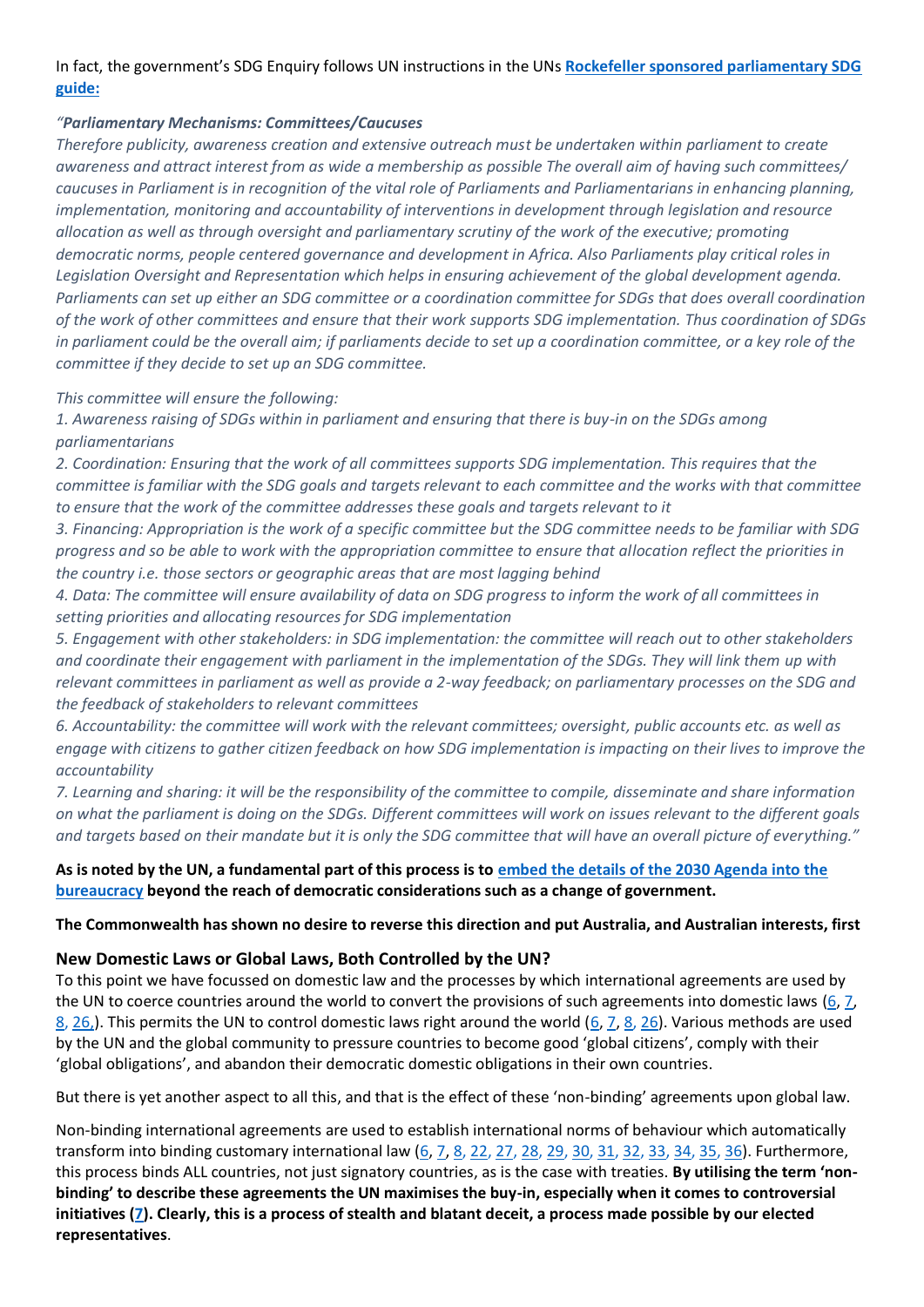In fact, the government's SDG Enquiry follows UN instructions in the UNs **Rockefeller sponsored parliamentary SDG guide:**

*"**Parliamentary Mechanisms: Committees/Caucuses***
*Therefore publicity, awareness creation and extensive outreach must be undertaken within parliament to create awareness and attract interest from as wide a membership as possible The overall aim of having such committees/ caucuses in Parliament is in recognition of the vital role of Parliaments and Parliamentarians in enhancing planning, implementation, monitoring and accountability of interventions in development through legislation and resource allocation as well as through oversight and parliamentary scrutiny of the work of the executive; promoting democratic norms, people centered governance and development in Africa. Also Parliaments play critical roles in Legislation Oversight and Representation which helps in ensuring achievement of the global development agenda. Parliaments can set up either an SDG committee or a coordination committee for SDGs that does overall coordination of the work of other committees and ensure that their work supports SDG implementation. Thus coordination of SDGs in parliament could be the overall aim; if parliaments decide to set up a coordination committee, or a key role of the committee if they decide to set up an SDG committee.*

*This committee will ensure the following:*
*1. Awareness raising of SDGs within in parliament and ensuring that there is buy-in on the SDGs among parliamentarians*
*2. Coordination: Ensuring that the work of all committees supports SDG implementation. This requires that the committee is familiar with the SDG goals and targets relevant to each committee and the works with that committee to ensure that the work of the committee addresses these goals and targets relevant to it*
*3. Financing: Appropriation is the work of a specific committee but the SDG committee needs to be familiar with SDG progress and so be able to work with the appropriation committee to ensure that allocation reflect the priorities in the country i.e. those sectors or geographic areas that are most lagging behind*
*4. Data: The committee will ensure availability of data on SDG progress to inform the work of all committees in setting priorities and allocating resources for SDG implementation*
*5. Engagement with other stakeholders: in SDG implementation: the committee will reach out to other stakeholders and coordinate their engagement with parliament in the implementation of the SDGs. They will link them up with relevant committees in parliament as well as provide a 2-way feedback; on parliamentary processes on the SDG and the feedback of stakeholders to relevant committees*
*6. Accountability: the committee will work with the relevant committees; oversight, public accounts etc. as well as engage with citizens to gather citizen feedback on how SDG implementation is impacting on their lives to improve the accountability*
*7. Learning and sharing: it will be the responsibility of the committee to compile, disseminate and share information on what the parliament is doing on the SDGs. Different committees will work on issues relevant to the different goals and targets based on their mandate but it is only the SDG committee that will have an overall picture of everything."*

**As is noted by the UN, a fundamental part of this process is to embed the details of the 2030 Agenda into the bureaucracy beyond the reach of democratic considerations such as a change of government.**

**The Commonwealth has shown no desire to reverse this direction and put Australia, and Australian interests, first**

### New Domestic Laws or Global Laws, Both Controlled by the UN?

To this point we have focussed on domestic law and the processes by which international agreements are used by the UN to coerce countries around the world to convert the provisions of such agreements into domestic laws (6, 7, 8, 26,). This permits the UN to control domestic laws right around the world (6, 7, 8, 26). Various methods are used by the UN and the global community to pressure countries to become good 'global citizens', comply with their 'global obligations', and abandon their democratic domestic obligations in their own countries.

But there is yet another aspect to all this, and that is the effect of these 'non-binding' agreements upon global law.

Non-binding international agreements are used to establish international norms of behaviour which automatically transform into binding customary international law (6, 7, 8, 22, 27, 28, 29, 30, 31, 32, 33, 34, 35, 36). Furthermore, this process binds ALL countries, not just signatory countries, as is the case with treaties. **By utilising the term 'non-binding' to describe these agreements the UN maximises the buy-in, especially when it comes to controversial initiatives (7). Clearly, this is a process of stealth and blatant deceit, a process made possible by our elected representatives**.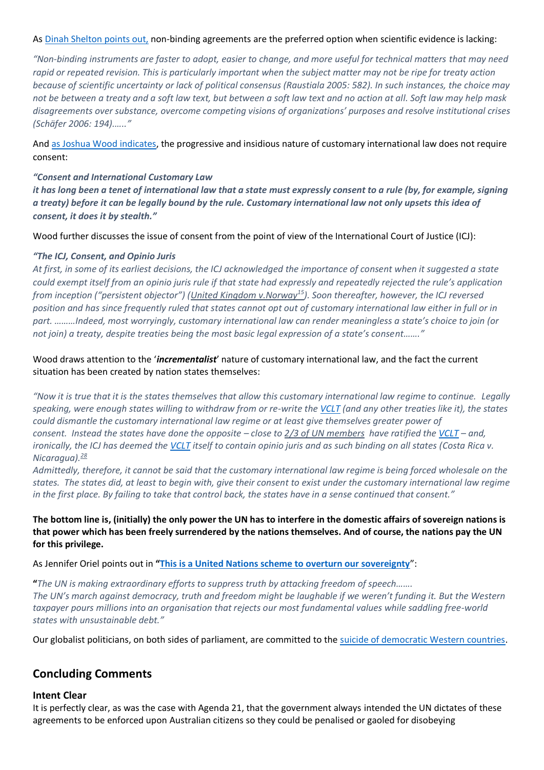As [Dinah Shelton points out,](#) non-binding agreements are the preferred option when scientific evidence is lacking:

*"Non-binding instruments are faster to adopt, easier to change, and more useful for technical matters that may need rapid or repeated revision. This is particularly important when the subject matter may not be ripe for treaty action because of scientific uncertainty or lack of political consensus (Raustiala 2005: 582). In such instances, the choice may not be between a treaty and a soft law text, but between a soft law text and no action at all. Soft law may help mask disagreements over substance, overcome competing visions of organizations' purposes and resolve institutional crises (Schäfer 2006: 194)……"*

And [as Joshua Wood indicates](#), the progressive and insidious nature of customary international law does not require consent:

***"Consent and International Customary Law***
***it has long been a tenet of international law that a state must expressly consent to a rule (by, for example, signing a treaty) before it can be legally bound by the rule. Customary international law not only upsets this idea of consent, it does it by stealth."***

Wood further discusses the issue of consent from the point of view of the International Court of Justice (ICJ):

***"The ICJ, Consent, and Opinio Juris***
*At first, in some of its earliest decisions, the ICJ acknowledged the importance of consent when it suggested a state could exempt itself from an opinio juris rule if that state had expressly and repeatedly rejected the rule's application from inception ("persistent objector") (United Kingdom v.Norway[15]). Soon thereafter, however, the ICJ reversed position and has since frequently ruled that states cannot opt out of customary international law either in full or in part. ………Indeed, most worryingly, customary international law can render meaningless a state's choice to join (or not join) a treaty, despite treaties being the most basic legal expression of a state's consent……."*

Wood draws attention to the '***incrementalist***' nature of customary international law, and the fact the current situation has been created by nation states themselves:

*"Now it is true that it is the states themselves that allow this customary international law regime to continue. Legally speaking, were enough states willing to withdraw from or re-write the [VCLT](#) (and any other treaties like it), the states could dismantle the customary international law regime or at least give themselves greater power of consent. Instead the states have done the opposite – close to [2/3 of UN members](#) have ratified the [VCLT](#) – and, ironically, the ICJ has deemed the [VCLT](#) itself to contain opinio juris and as such binding on all states (Costa Rica v. Nicaragua).[28]*
*Admittedly, therefore, it cannot be said that the customary international law regime is being forced wholesale on the states. The states did, at least to begin with, give their consent to exist under the customary international law regime in the first place. By failing to take that control back, the states have in a sense continued that consent."*

**The bottom line is, (initially) the only power the UN has to interfere in the domestic affairs of sovereign nations is that power which has been freely surrendered by the nations themselves. And of course, the nations pay the UN for this privilege.**

As Jennifer Oriel points out in **"[This is a United Nations scheme to overturn our sovereignty](#)"**:

**"***The UN is making extraordinary efforts to suppress truth by attacking freedom of speech…….*
*The UN's march against democracy, truth and freedom might be laughable if we weren't funding it. But the Western taxpayer pours millions into an organisation that rejects our most fundamental values while saddling free-world states with unsustainable debt."*

Our globalist politicians, on both sides of parliament, are committed to the [suicide of democratic Western countries](#).

## Concluding Comments

### Intent Clear

It is perfectly clear, as was the case with Agenda 21, that the government always intended the UN dictates of these agreements to be enforced upon Australian citizens so they could be penalised or gaoled for disobeying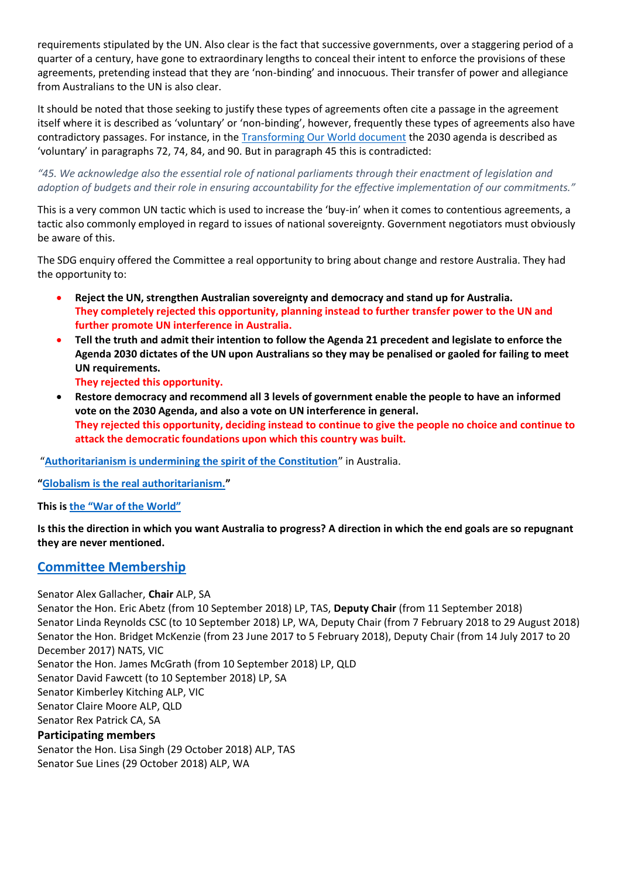requirements stipulated by the UN. Also clear is the fact that successive governments, over a staggering period of a quarter of a century, have gone to extraordinary lengths to conceal their intent to enforce the provisions of these agreements, pretending instead that they are 'non-binding' and innocuous. Their transfer of power and allegiance from Australians to the UN is also clear.

It should be noted that those seeking to justify these types of agreements often cite a passage in the agreement itself where it is described as 'voluntary' or 'non-binding', however, frequently these types of agreements also have contradictory passages. For instance, in the Transforming Our World document the 2030 agenda is described as 'voluntary' in paragraphs 72, 74, 84, and 90. But in paragraph 45 this is contradicted:

*"45. We acknowledge also the essential role of national parliaments through their enactment of legislation and adoption of budgets and their role in ensuring accountability for the effective implementation of our commitments."*

This is a very common UN tactic which is used to increase the 'buy-in' when it comes to contentious agreements, a tactic also commonly employed in regard to issues of national sovereignty. Government negotiators must obviously be aware of this.

The SDG enquiry offered the Committee a real opportunity to bring about change and restore Australia. They had the opportunity to:

- **Reject the UN, strengthen Australian sovereignty and democracy and stand up for Australia.**
  **They completely rejected this opportunity, planning instead to further transfer power to the UN and further promote UN interference in Australia.**
- **Tell the truth and admit their intention to follow the Agenda 21 precedent and legislate to enforce the Agenda 2030 dictates of the UN upon Australians so they may be penalised or gaoled for failing to meet UN requirements.**
  **They rejected this opportunity.**
- **Restore democracy and recommend all 3 levels of government enable the people to have an informed vote on the 2030 Agenda, and also a vote on UN interference in general.**
  **They rejected this opportunity, deciding instead to continue to give the people no choice and continue to attack the democratic foundations upon which this country was built.**

"**Authoritarianism is undermining the spirit of the Constitution**" in Australia.

**"Globalism is the real authoritarianism."**

**This is the "War of the World"**

**Is this the direction in which you want Australia to progress? A direction in which the end goals are so repugnant they are never mentioned.**

## Committee Membership

Senator Alex Gallacher, **Chair** ALP, SA
Senator the Hon. Eric Abetz (from 10 September 2018) LP, TAS, **Deputy Chair** (from 11 September 2018)
Senator Linda Reynolds CSC (to 10 September 2018) LP, WA, Deputy Chair (from 7 February 2018 to 29 August 2018)
Senator the Hon. Bridget McKenzie (from 23 June 2017 to 5 February 2018), Deputy Chair (from 14 July 2017 to 20 December 2017) NATS, VIC
Senator the Hon. James McGrath (from 10 September 2018) LP, QLD
Senator David Fawcett (to 10 September 2018) LP, SA
Senator Kimberley Kitching ALP, VIC
Senator Claire Moore ALP, QLD
Senator Rex Patrick CA, SA

**Participating members**

Senator the Hon. Lisa Singh (29 October 2018) ALP, TAS
Senator Sue Lines (29 October 2018) ALP, WA